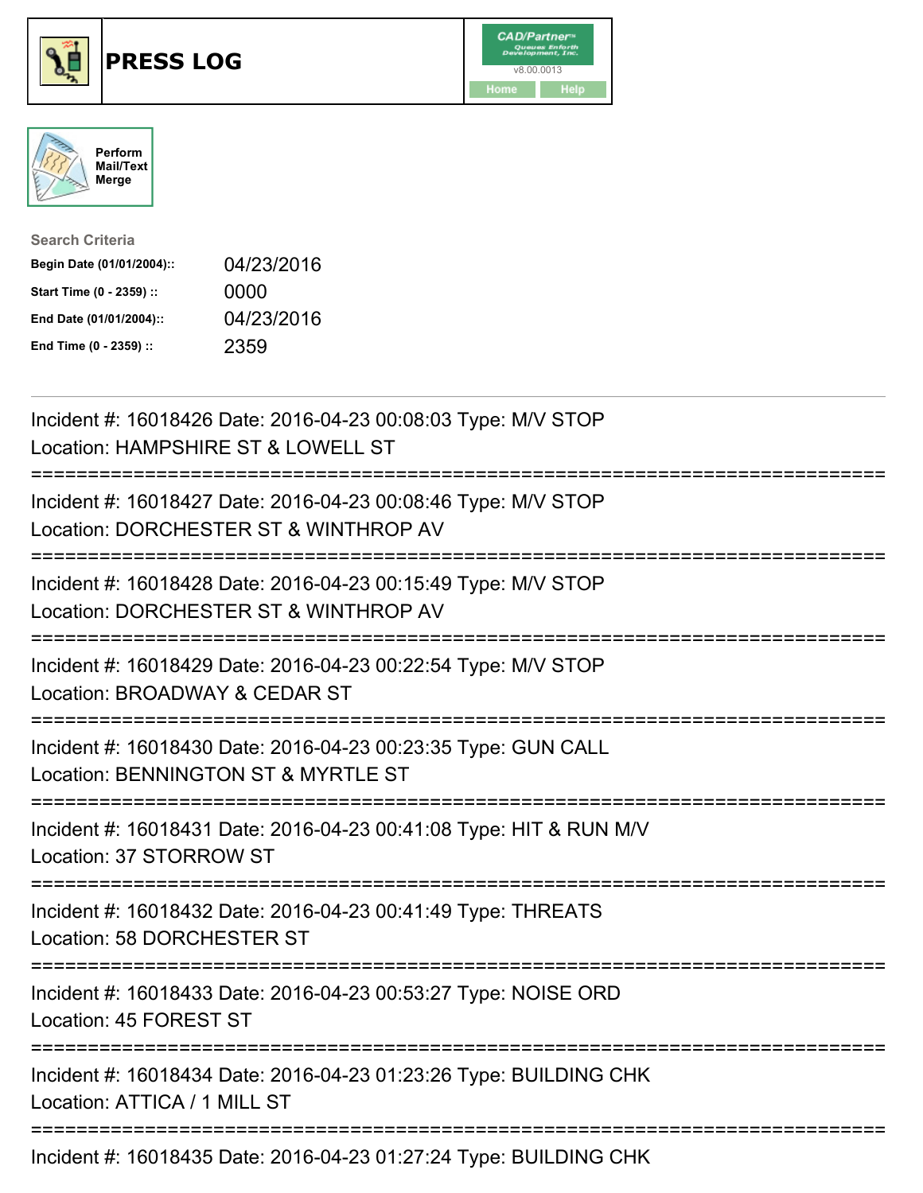# PRESS LOG

Perform Mail/Text Merge

**Search Criteria**

| | |
|---|---|
| **Begin Date (01/01/2004)::** | 04/23/2016 |
| **Start Time (0 - 2359) ::** | 0000 |
| **End Date (01/01/2004)::** | 04/23/2016 |
| **End Time (0 - 2359) ::** | 2359 |

Incident #: 16018426 Date: 2016-04-23 00:08:03 Type: M/V STOP
Location: HAMPSHIRE ST & LOWELL ST

===========================================================================

Incident #: 16018427 Date: 2016-04-23 00:08:46 Type: M/V STOP
Location: DORCHESTER ST & WINTHROP AV

===========================================================================

Incident #: 16018428 Date: 2016-04-23 00:15:49 Type: M/V STOP
Location: DORCHESTER ST & WINTHROP AV

===========================================================================

Incident #: 16018429 Date: 2016-04-23 00:22:54 Type: M/V STOP
Location: BROADWAY & CEDAR ST

===========================================================================

Incident #: 16018430 Date: 2016-04-23 00:23:35 Type: GUN CALL
Location: BENNINGTON ST & MYRTLE ST

===========================================================================

Incident #: 16018431 Date: 2016-04-23 00:41:08 Type: HIT & RUN M/V
Location: 37 STORROW ST

===========================================================================

Incident #: 16018432 Date: 2016-04-23 00:41:49 Type: THREATS
Location: 58 DORCHESTER ST

===========================================================================

Incident #: 16018433 Date: 2016-04-23 00:53:27 Type: NOISE ORD
Location: 45 FOREST ST

===========================================================================

Incident #: 16018434 Date: 2016-04-23 01:23:26 Type: BUILDING CHK
Location: ATTICA / 1 MILL ST

===========================================================================

Incident #: 16018435 Date: 2016-04-23 01:27:24 Type: BUILDING CHK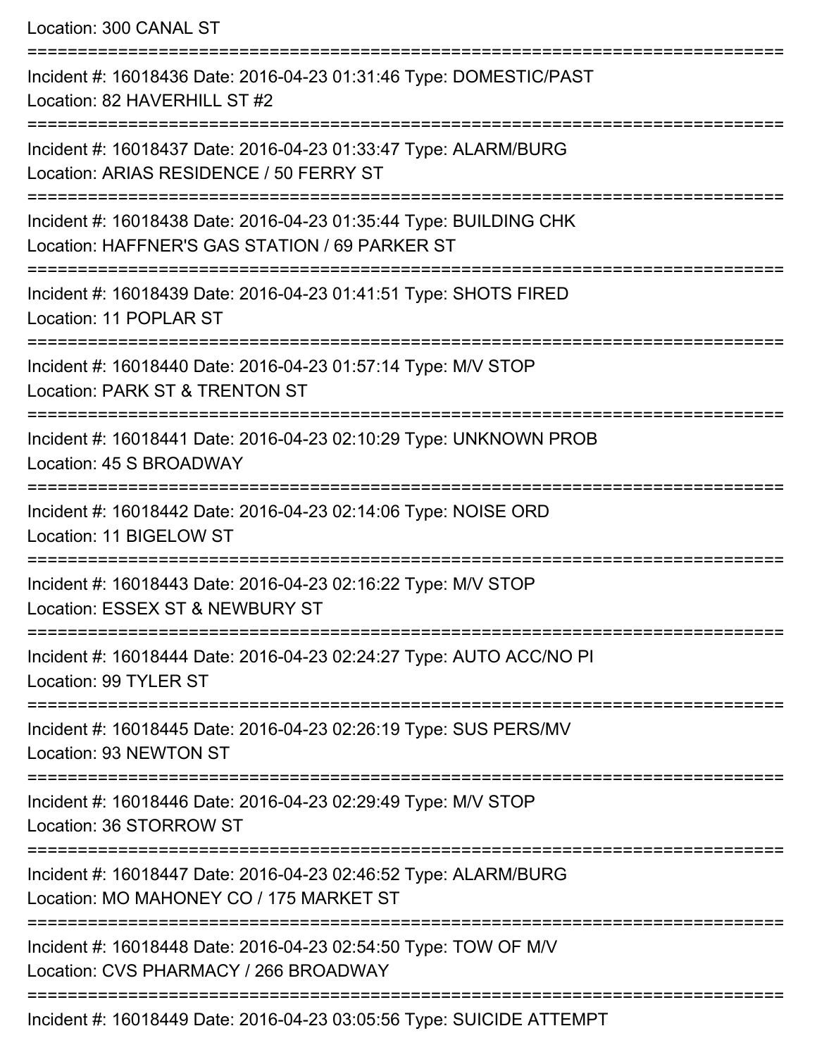Location: 300 CANAL ST

===========================================================================

Incident #: 16018436 Date: 2016-04-23 01:31:46 Type: DOMESTIC/PAST
Location: 82 HAVERHILL ST #2

===========================================================================

Incident #: 16018437 Date: 2016-04-23 01:33:47 Type: ALARM/BURG
Location: ARIAS RESIDENCE / 50 FERRY ST

===========================================================================

Incident #: 16018438 Date: 2016-04-23 01:35:44 Type: BUILDING CHK
Location: HAFFNER'S GAS STATION / 69 PARKER ST

===========================================================================

Incident #: 16018439 Date: 2016-04-23 01:41:51 Type: SHOTS FIRED
Location: 11 POPLAR ST

===========================================================================

Incident #: 16018440 Date: 2016-04-23 01:57:14 Type: M/V STOP
Location: PARK ST & TRENTON ST

===========================================================================

Incident #: 16018441 Date: 2016-04-23 02:10:29 Type: UNKNOWN PROB
Location: 45 S BROADWAY

===========================================================================

Incident #: 16018442 Date: 2016-04-23 02:14:06 Type: NOISE ORD
Location: 11 BIGELOW ST

===========================================================================

Incident #: 16018443 Date: 2016-04-23 02:16:22 Type: M/V STOP
Location: ESSEX ST & NEWBURY ST

===========================================================================

Incident #: 16018444 Date: 2016-04-23 02:24:27 Type: AUTO ACC/NO PI
Location: 99 TYLER ST

===========================================================================

Incident #: 16018445 Date: 2016-04-23 02:26:19 Type: SUS PERS/MV
Location: 93 NEWTON ST

===========================================================================

Incident #: 16018446 Date: 2016-04-23 02:29:49 Type: M/V STOP
Location: 36 STORROW ST

===========================================================================

Incident #: 16018447 Date: 2016-04-23 02:46:52 Type: ALARM/BURG
Location: MO MAHONEY CO / 175 MARKET ST

===========================================================================

Incident #: 16018448 Date: 2016-04-23 02:54:50 Type: TOW OF M/V
Location: CVS PHARMACY / 266 BROADWAY

===========================================================================

Incident #: 16018449 Date: 2016-04-23 03:05:56 Type: SUICIDE ATTEMPT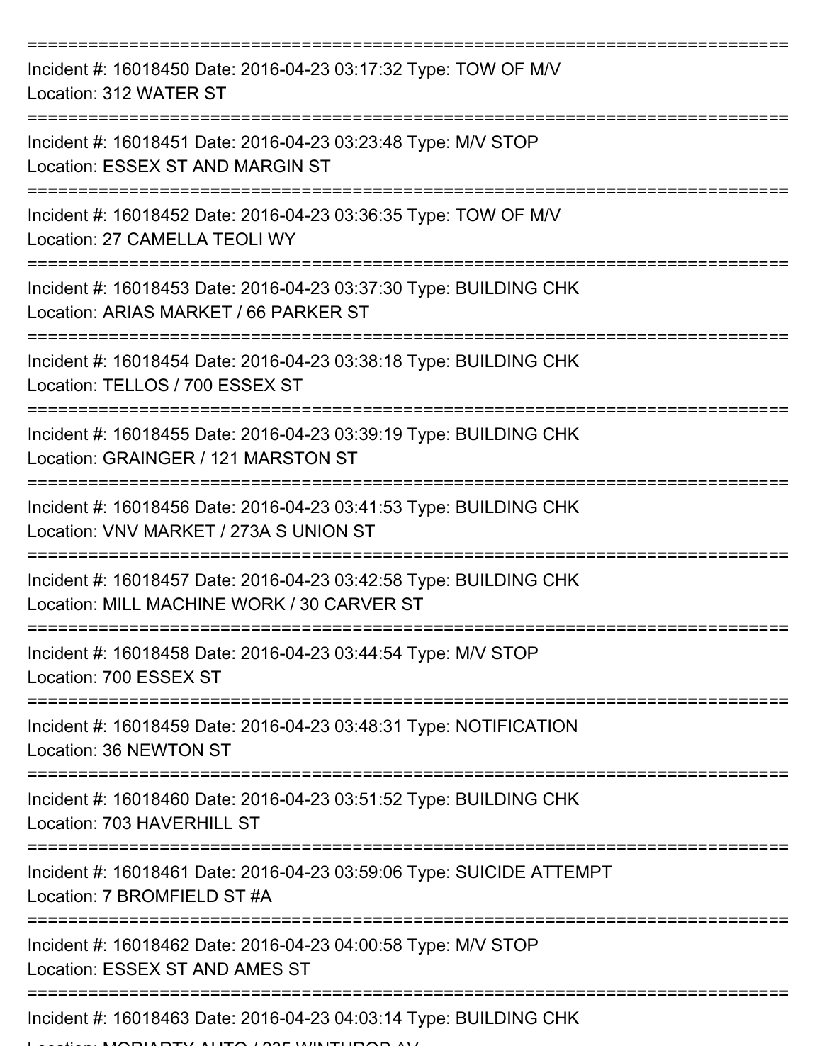===========================================================================

Incident #: 16018450 Date: 2016-04-23 03:17:32 Type: TOW OF M/V
Location: 312 WATER ST

===========================================================================

Incident #: 16018451 Date: 2016-04-23 03:23:48 Type: M/V STOP
Location: ESSEX ST AND MARGIN ST

===========================================================================

Incident #: 16018452 Date: 2016-04-23 03:36:35 Type: TOW OF M/V
Location: 27 CAMELLA TEOLI WY

===========================================================================

Incident #: 16018453 Date: 2016-04-23 03:37:30 Type: BUILDING CHK
Location: ARIAS MARKET / 66 PARKER ST

===========================================================================

Incident #: 16018454 Date: 2016-04-23 03:38:18 Type: BUILDING CHK
Location: TELLOS / 700 ESSEX ST

===========================================================================

Incident #: 16018455 Date: 2016-04-23 03:39:19 Type: BUILDING CHK
Location: GRAINGER / 121 MARSTON ST

===========================================================================

Incident #: 16018456 Date: 2016-04-23 03:41:53 Type: BUILDING CHK
Location: VNV MARKET / 273A S UNION ST

===========================================================================

Incident #: 16018457 Date: 2016-04-23 03:42:58 Type: BUILDING CHK
Location: MILL MACHINE WORK / 30 CARVER ST

===========================================================================

Incident #: 16018458 Date: 2016-04-23 03:44:54 Type: M/V STOP
Location: 700 ESSEX ST

===========================================================================

Incident #: 16018459 Date: 2016-04-23 03:48:31 Type: NOTIFICATION
Location: 36 NEWTON ST

===========================================================================

Incident #: 16018460 Date: 2016-04-23 03:51:52 Type: BUILDING CHK
Location: 703 HAVERHILL ST

===========================================================================

Incident #: 16018461 Date: 2016-04-23 03:59:06 Type: SUICIDE ATTEMPT
Location: 7 BROMFIELD ST #A

===========================================================================

Incident #: 16018462 Date: 2016-04-23 04:00:58 Type: M/V STOP
Location: ESSEX ST AND AMES ST

===========================================================================

Incident #: 16018463 Date: 2016-04-23 04:03:14 Type: BUILDING CHK
Location: MORIARTY AUTO / 235 WINTHROP AV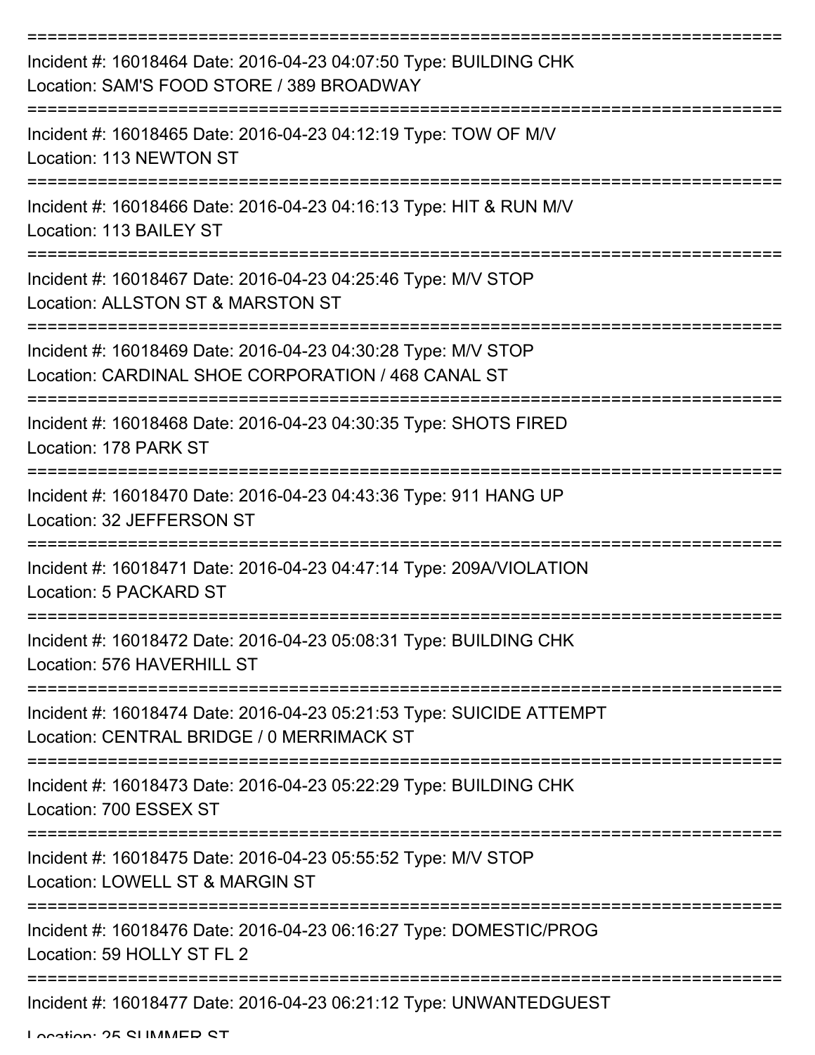Incident #: 16018464 Date: 2016-04-23 04:07:50 Type: BUILDING CHK
Location: SAM'S FOOD STORE / 389 BROADWAY

---

Incident #: 16018465 Date: 2016-04-23 04:12:19 Type: TOW OF M/V
Location: 113 NEWTON ST

---

Incident #: 16018466 Date: 2016-04-23 04:16:13 Type: HIT & RUN M/V
Location: 113 BAILEY ST

---

Incident #: 16018467 Date: 2016-04-23 04:25:46 Type: M/V STOP
Location: ALLSTON ST & MARSTON ST

---

Incident #: 16018469 Date: 2016-04-23 04:30:28 Type: M/V STOP
Location: CARDINAL SHOE CORPORATION / 468 CANAL ST

---

Incident #: 16018468 Date: 2016-04-23 04:30:35 Type: SHOTS FIRED
Location: 178 PARK ST

---

Incident #: 16018470 Date: 2016-04-23 04:43:36 Type: 911 HANG UP
Location: 32 JEFFERSON ST

---

Incident #: 16018471 Date: 2016-04-23 04:47:14 Type: 209A/VIOLATION
Location: 5 PACKARD ST

---

Incident #: 16018472 Date: 2016-04-23 05:08:31 Type: BUILDING CHK
Location: 576 HAVERHILL ST

---

Incident #: 16018474 Date: 2016-04-23 05:21:53 Type: SUICIDE ATTEMPT
Location: CENTRAL BRIDGE / 0 MERRIMACK ST

---

Incident #: 16018473 Date: 2016-04-23 05:22:29 Type: BUILDING CHK
Location: 700 ESSEX ST

---

Incident #: 16018475 Date: 2016-04-23 05:55:52 Type: M/V STOP
Location: LOWELL ST & MARGIN ST

---

Incident #: 16018476 Date: 2016-04-23 06:16:27 Type: DOMESTIC/PROG
Location: 59 HOLLY ST FL 2

---

Incident #: 16018477 Date: 2016-04-23 06:21:12 Type: UNWANTEDGUEST
Location: 25 SUMMER ST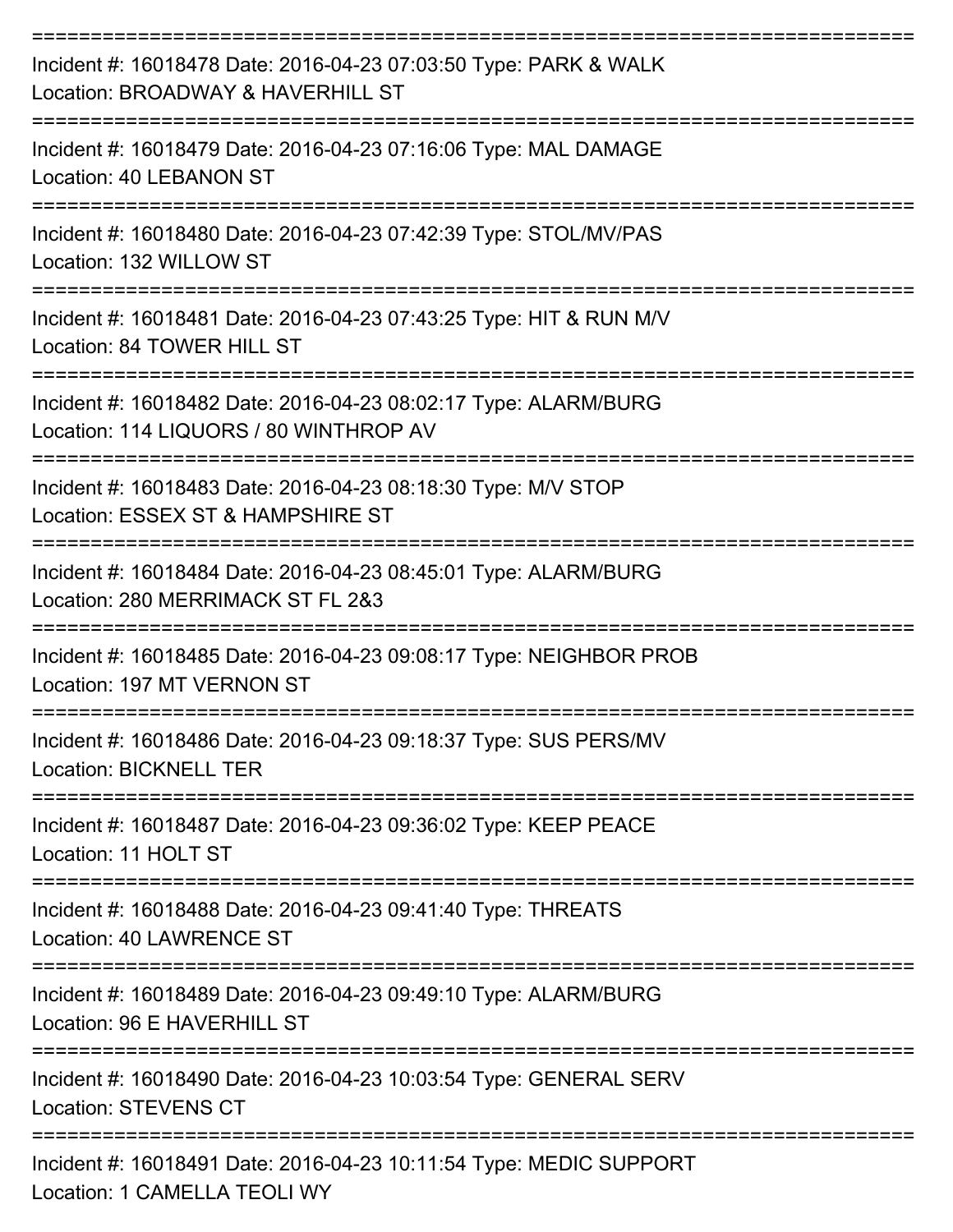===========================================================================

Incident #: 16018478 Date: 2016-04-23 07:03:50 Type: PARK & WALK
Location: BROADWAY & HAVERHILL ST

===========================================================================

Incident #: 16018479 Date: 2016-04-23 07:16:06 Type: MAL DAMAGE
Location: 40 LEBANON ST

===========================================================================

Incident #: 16018480 Date: 2016-04-23 07:42:39 Type: STOL/MV/PAS
Location: 132 WILLOW ST

===========================================================================

Incident #: 16018481 Date: 2016-04-23 07:43:25 Type: HIT & RUN M/V
Location: 84 TOWER HILL ST

===========================================================================

Incident #: 16018482 Date: 2016-04-23 08:02:17 Type: ALARM/BURG
Location: 114 LIQUORS / 80 WINTHROP AV

===========================================================================

Incident #: 16018483 Date: 2016-04-23 08:18:30 Type: M/V STOP
Location: ESSEX ST & HAMPSHIRE ST

===========================================================================

Incident #: 16018484 Date: 2016-04-23 08:45:01 Type: ALARM/BURG
Location: 280 MERRIMACK ST FL 2&3

===========================================================================

Incident #: 16018485 Date: 2016-04-23 09:08:17 Type: NEIGHBOR PROB
Location: 197 MT VERNON ST

===========================================================================

Incident #: 16018486 Date: 2016-04-23 09:18:37 Type: SUS PERS/MV
Location: BICKNELL TER

===========================================================================

Incident #: 16018487 Date: 2016-04-23 09:36:02 Type: KEEP PEACE
Location: 11 HOLT ST

===========================================================================

Incident #: 16018488 Date: 2016-04-23 09:41:40 Type: THREATS
Location: 40 LAWRENCE ST

===========================================================================

Incident #: 16018489 Date: 2016-04-23 09:49:10 Type: ALARM/BURG
Location: 96 E HAVERHILL ST

===========================================================================

Incident #: 16018490 Date: 2016-04-23 10:03:54 Type: GENERAL SERV
Location: STEVENS CT

===========================================================================

Incident #: 16018491 Date: 2016-04-23 10:11:54 Type: MEDIC SUPPORT
Location: 1 CAMELLA TEOLI WY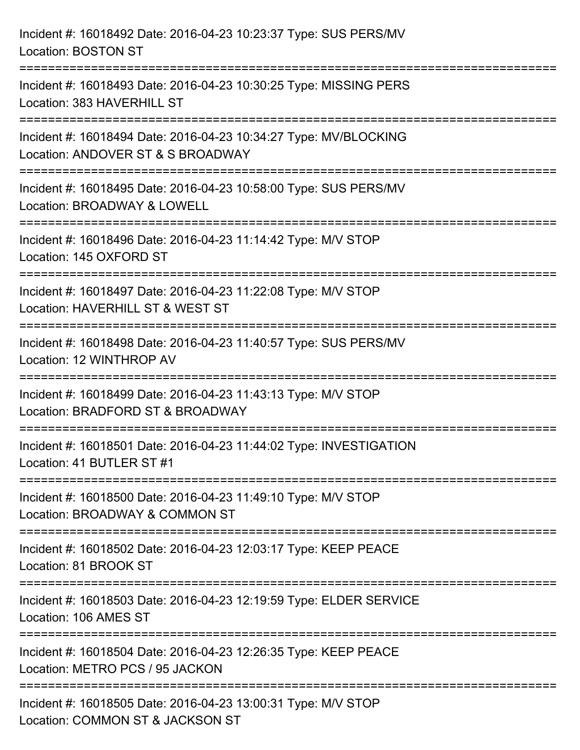Incident #: 16018492 Date: 2016-04-23 10:23:37 Type: SUS PERS/MV
Location: BOSTON ST

===========================================================================

Incident #: 16018493 Date: 2016-04-23 10:30:25 Type: MISSING PERS
Location: 383 HAVERHILL ST

===========================================================================

Incident #: 16018494 Date: 2016-04-23 10:34:27 Type: MV/BLOCKING
Location: ANDOVER ST & S BROADWAY

===========================================================================

Incident #: 16018495 Date: 2016-04-23 10:58:00 Type: SUS PERS/MV
Location: BROADWAY & LOWELL

===========================================================================

Incident #: 16018496 Date: 2016-04-23 11:14:42 Type: M/V STOP
Location: 145 OXFORD ST

===========================================================================

Incident #: 16018497 Date: 2016-04-23 11:22:08 Type: M/V STOP
Location: HAVERHILL ST & WEST ST

===========================================================================

Incident #: 16018498 Date: 2016-04-23 11:40:57 Type: SUS PERS/MV
Location: 12 WINTHROP AV

===========================================================================

Incident #: 16018499 Date: 2016-04-23 11:43:13 Type: M/V STOP
Location: BRADFORD ST & BROADWAY

===========================================================================

Incident #: 16018501 Date: 2016-04-23 11:44:02 Type: INVESTIGATION
Location: 41 BUTLER ST #1

===========================================================================

Incident #: 16018500 Date: 2016-04-23 11:49:10 Type: M/V STOP
Location: BROADWAY & COMMON ST

===========================================================================

Incident #: 16018502 Date: 2016-04-23 12:03:17 Type: KEEP PEACE
Location: 81 BROOK ST

===========================================================================

Incident #: 16018503 Date: 2016-04-23 12:19:59 Type: ELDER SERVICE
Location: 106 AMES ST

===========================================================================

Incident #: 16018504 Date: 2016-04-23 12:26:35 Type: KEEP PEACE
Location: METRO PCS / 95 JACKON

===========================================================================

Incident #: 16018505 Date: 2016-04-23 13:00:31 Type: M/V STOP
Location: COMMON ST & JACKSON ST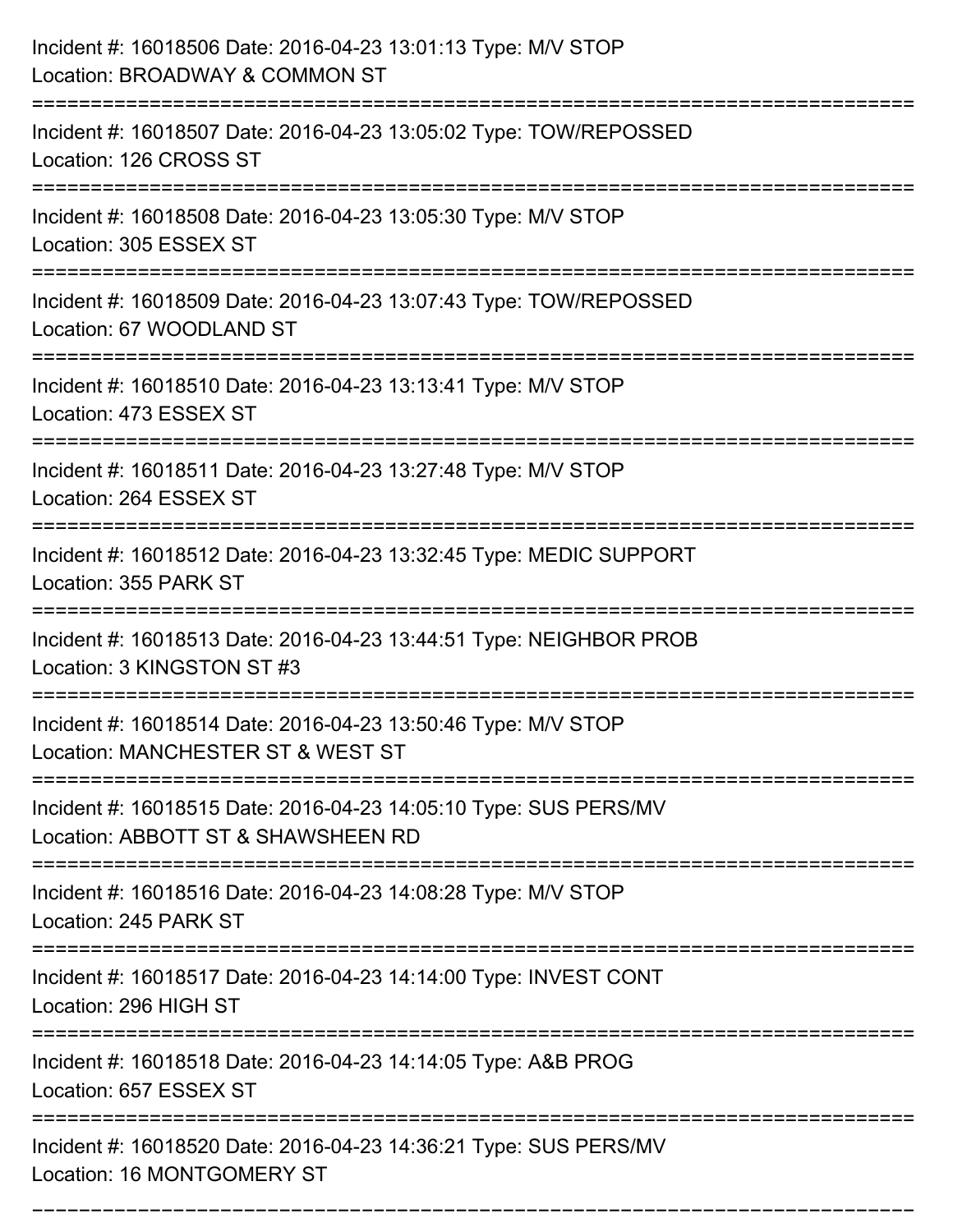Incident #: 16018506 Date: 2016-04-23 13:01:13 Type: M/V STOP
Location: BROADWAY & COMMON ST

===========================================================================

Incident #: 16018507 Date: 2016-04-23 13:05:02 Type: TOW/REPOSSED
Location: 126 CROSS ST

===========================================================================

Incident #: 16018508 Date: 2016-04-23 13:05:30 Type: M/V STOP
Location: 305 ESSEX ST

===========================================================================

Incident #: 16018509 Date: 2016-04-23 13:07:43 Type: TOW/REPOSSED
Location: 67 WOODLAND ST

===========================================================================

Incident #: 16018510 Date: 2016-04-23 13:13:41 Type: M/V STOP
Location: 473 ESSEX ST

===========================================================================

Incident #: 16018511 Date: 2016-04-23 13:27:48 Type: M/V STOP
Location: 264 ESSEX ST

===========================================================================

Incident #: 16018512 Date: 2016-04-23 13:32:45 Type: MEDIC SUPPORT
Location: 355 PARK ST

===========================================================================

Incident #: 16018513 Date: 2016-04-23 13:44:51 Type: NEIGHBOR PROB
Location: 3 KINGSTON ST #3

===========================================================================

Incident #: 16018514 Date: 2016-04-23 13:50:46 Type: M/V STOP
Location: MANCHESTER ST & WEST ST

===========================================================================

Incident #: 16018515 Date: 2016-04-23 14:05:10 Type: SUS PERS/MV
Location: ABBOTT ST & SHAWSHEEN RD

===========================================================================

Incident #: 16018516 Date: 2016-04-23 14:08:28 Type: M/V STOP
Location: 245 PARK ST

===========================================================================

Incident #: 16018517 Date: 2016-04-23 14:14:00 Type: INVEST CONT
Location: 296 HIGH ST

===========================================================================

Incident #: 16018518 Date: 2016-04-23 14:14:05 Type: A&B PROG
Location: 657 ESSEX ST

===========================================================================

Incident #: 16018520 Date: 2016-04-23 14:36:21 Type: SUS PERS/MV
Location: 16 MONTGOMERY ST

===========================================================================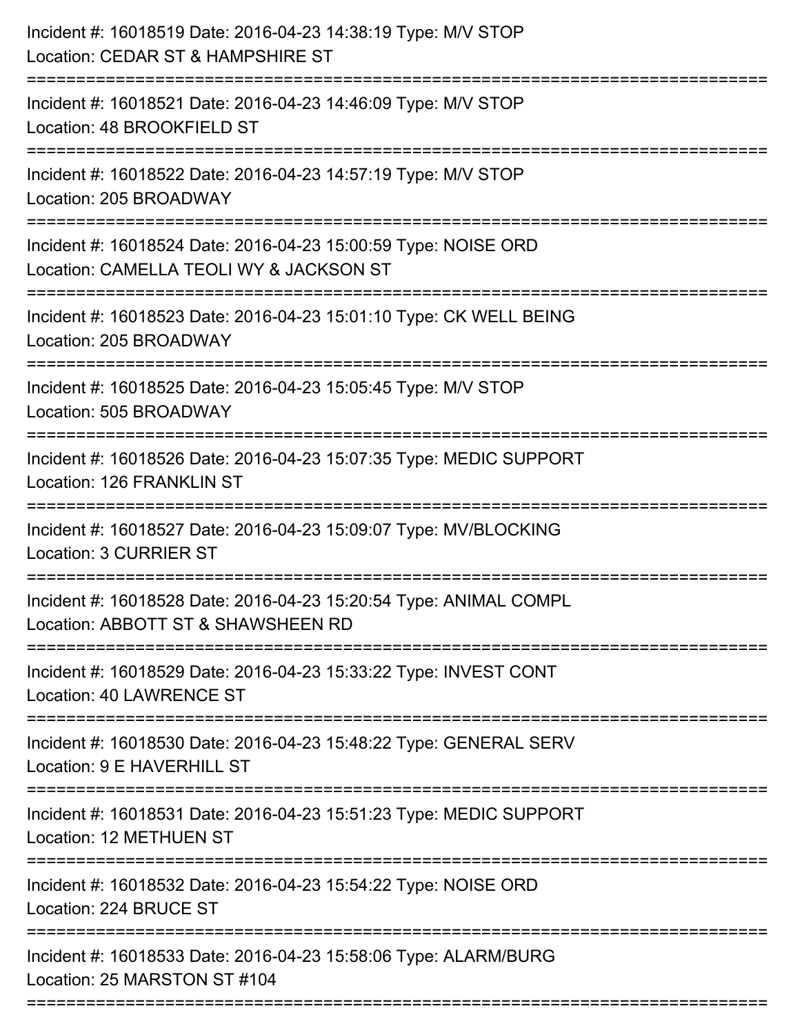Incident #: 16018519 Date: 2016-04-23 14:38:19 Type: M/V STOP
Location: CEDAR ST & HAMPSHIRE ST

===========================================================================

Incident #: 16018521 Date: 2016-04-23 14:46:09 Type: M/V STOP
Location: 48 BROOKFIELD ST

===========================================================================

Incident #: 16018522 Date: 2016-04-23 14:57:19 Type: M/V STOP
Location: 205 BROADWAY

===========================================================================

Incident #: 16018524 Date: 2016-04-23 15:00:59 Type: NOISE ORD
Location: CAMELLA TEOLI WY & JACKSON ST

===========================================================================

Incident #: 16018523 Date: 2016-04-23 15:01:10 Type: CK WELL BEING
Location: 205 BROADWAY

===========================================================================

Incident #: 16018525 Date: 2016-04-23 15:05:45 Type: M/V STOP
Location: 505 BROADWAY

===========================================================================

Incident #: 16018526 Date: 2016-04-23 15:07:35 Type: MEDIC SUPPORT
Location: 126 FRANKLIN ST

===========================================================================

Incident #: 16018527 Date: 2016-04-23 15:09:07 Type: MV/BLOCKING
Location: 3 CURRIER ST

===========================================================================

Incident #: 16018528 Date: 2016-04-23 15:20:54 Type: ANIMAL COMPL
Location: ABBOTT ST & SHAWSHEEN RD

===========================================================================

Incident #: 16018529 Date: 2016-04-23 15:33:22 Type: INVEST CONT
Location: 40 LAWRENCE ST

===========================================================================

Incident #: 16018530 Date: 2016-04-23 15:48:22 Type: GENERAL SERV
Location: 9 E HAVERHILL ST

===========================================================================

Incident #: 16018531 Date: 2016-04-23 15:51:23 Type: MEDIC SUPPORT
Location: 12 METHUEN ST

===========================================================================

Incident #: 16018532 Date: 2016-04-23 15:54:22 Type: NOISE ORD
Location: 224 BRUCE ST

===========================================================================

Incident #: 16018533 Date: 2016-04-23 15:58:06 Type: ALARM/BURG
Location: 25 MARSTON ST #104

===========================================================================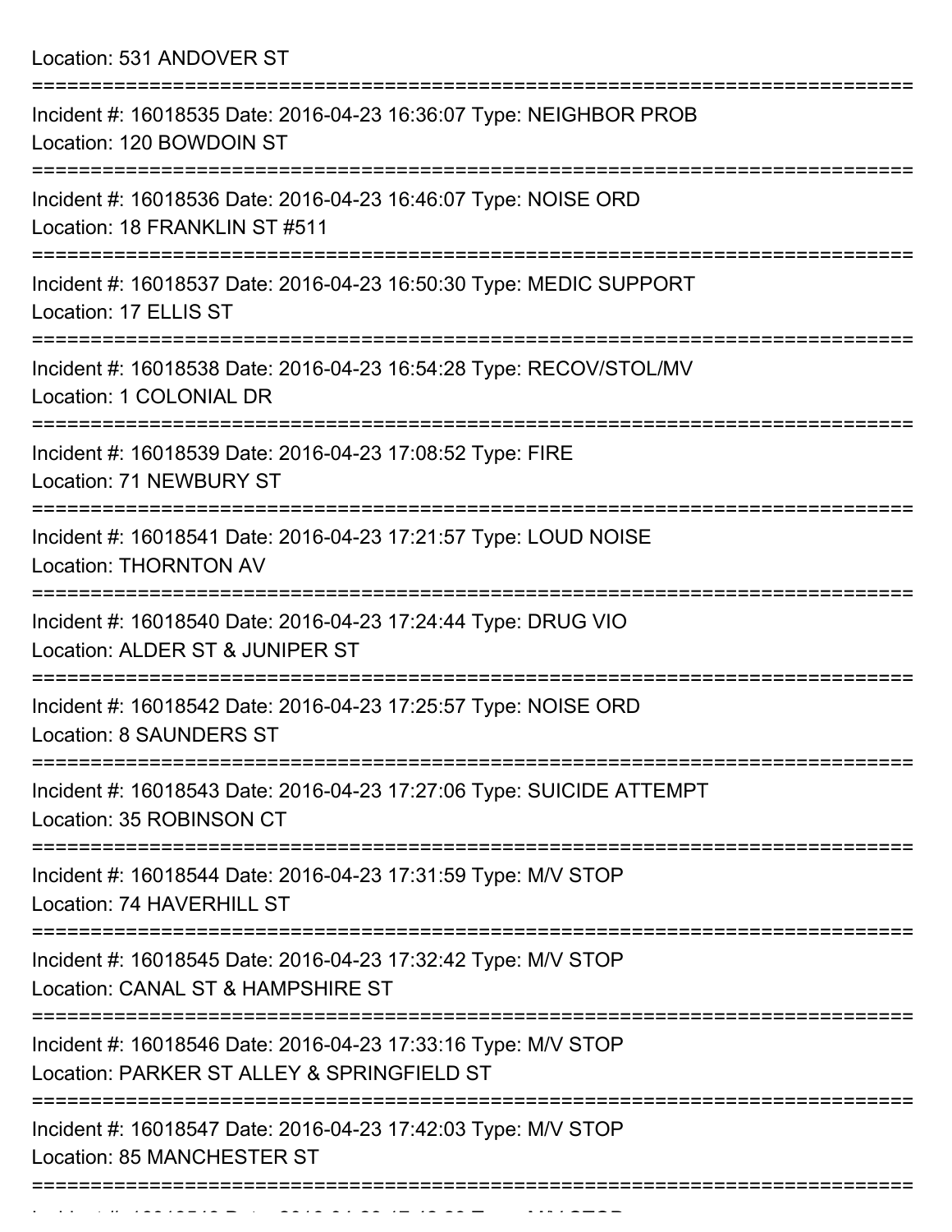Location: 531 ANDOVER ST

===========================================================================

Incident #: 16018535 Date: 2016-04-23 16:36:07 Type: NEIGHBOR PROB
Location: 120 BOWDOIN ST

===========================================================================

Incident #: 16018536 Date: 2016-04-23 16:46:07 Type: NOISE ORD
Location: 18 FRANKLIN ST #511

===========================================================================

Incident #: 16018537 Date: 2016-04-23 16:50:30 Type: MEDIC SUPPORT
Location: 17 ELLIS ST

===========================================================================

Incident #: 16018538 Date: 2016-04-23 16:54:28 Type: RECOV/STOL/MV
Location: 1 COLONIAL DR

===========================================================================

Incident #: 16018539 Date: 2016-04-23 17:08:52 Type: FIRE
Location: 71 NEWBURY ST

===========================================================================

Incident #: 16018541 Date: 2016-04-23 17:21:57 Type: LOUD NOISE
Location: THORNTON AV

===========================================================================

Incident #: 16018540 Date: 2016-04-23 17:24:44 Type: DRUG VIO
Location: ALDER ST & JUNIPER ST

===========================================================================

Incident #: 16018542 Date: 2016-04-23 17:25:57 Type: NOISE ORD
Location: 8 SAUNDERS ST

===========================================================================

Incident #: 16018543 Date: 2016-04-23 17:27:06 Type: SUICIDE ATTEMPT
Location: 35 ROBINSON CT

===========================================================================

Incident #: 16018544 Date: 2016-04-23 17:31:59 Type: M/V STOP
Location: 74 HAVERHILL ST

===========================================================================

Incident #: 16018545 Date: 2016-04-23 17:32:42 Type: M/V STOP
Location: CANAL ST & HAMPSHIRE ST

===========================================================================

Incident #: 16018546 Date: 2016-04-23 17:33:16 Type: M/V STOP
Location: PARKER ST ALLEY & SPRINGFIELD ST

===========================================================================

Incident #: 16018547 Date: 2016-04-23 17:42:03 Type: M/V STOP
Location: 85 MANCHESTER ST

===========================================================================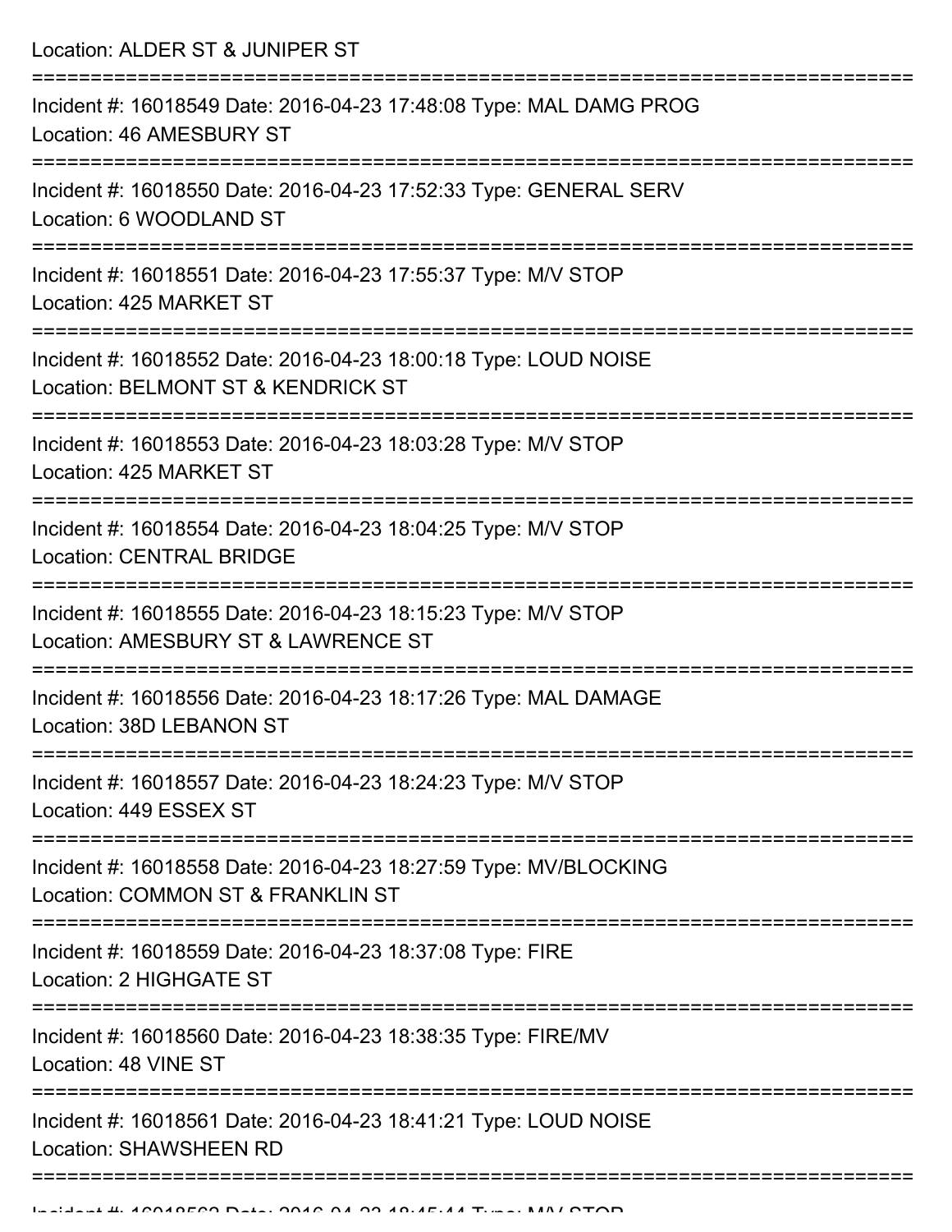Location: ALDER ST & JUNIPER ST

===========================================================================

Incident #: 16018549 Date: 2016-04-23 17:48:08 Type: MAL DAMG PROG
Location: 46 AMESBURY ST

===========================================================================

Incident #: 16018550 Date: 2016-04-23 17:52:33 Type: GENERAL SERV
Location: 6 WOODLAND ST

===========================================================================

Incident #: 16018551 Date: 2016-04-23 17:55:37 Type: M/V STOP
Location: 425 MARKET ST

===========================================================================

Incident #: 16018552 Date: 2016-04-23 18:00:18 Type: LOUD NOISE
Location: BELMONT ST & KENDRICK ST

===========================================================================

Incident #: 16018553 Date: 2016-04-23 18:03:28 Type: M/V STOP
Location: 425 MARKET ST

===========================================================================

Incident #: 16018554 Date: 2016-04-23 18:04:25 Type: M/V STOP
Location: CENTRAL BRIDGE

===========================================================================

Incident #: 16018555 Date: 2016-04-23 18:15:23 Type: M/V STOP
Location: AMESBURY ST & LAWRENCE ST

===========================================================================

Incident #: 16018556 Date: 2016-04-23 18:17:26 Type: MAL DAMAGE
Location: 38D LEBANON ST

===========================================================================

Incident #: 16018557 Date: 2016-04-23 18:24:23 Type: M/V STOP
Location: 449 ESSEX ST

===========================================================================

Incident #: 16018558 Date: 2016-04-23 18:27:59 Type: MV/BLOCKING
Location: COMMON ST & FRANKLIN ST

===========================================================================

Incident #: 16018559 Date: 2016-04-23 18:37:08 Type: FIRE
Location: 2 HIGHGATE ST

===========================================================================

Incident #: 16018560 Date: 2016-04-23 18:38:35 Type: FIRE/MV
Location: 48 VINE ST

===========================================================================

Incident #: 16018561 Date: 2016-04-23 18:41:21 Type: LOUD NOISE
Location: SHAWSHEEN RD

===========================================================================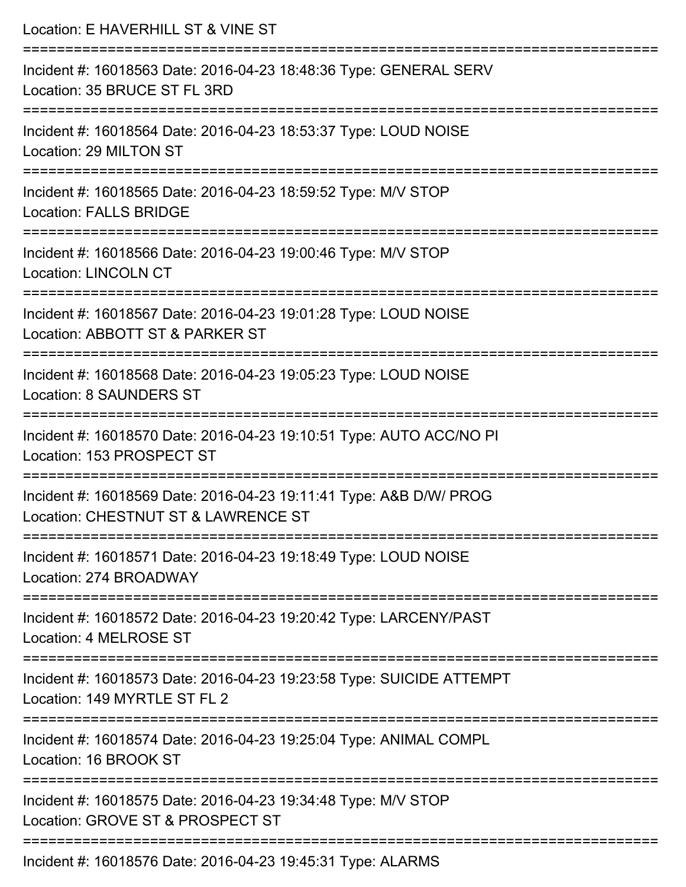Location: E HAVERHILL ST & VINE ST

===========================================================================

Incident #: 16018563 Date: 2016-04-23 18:48:36 Type: GENERAL SERV
Location: 35 BRUCE ST FL 3RD

===========================================================================

Incident #: 16018564 Date: 2016-04-23 18:53:37 Type: LOUD NOISE
Location: 29 MILTON ST

===========================================================================

Incident #: 16018565 Date: 2016-04-23 18:59:52 Type: M/V STOP
Location: FALLS BRIDGE

===========================================================================

Incident #: 16018566 Date: 2016-04-23 19:00:46 Type: M/V STOP
Location: LINCOLN CT

===========================================================================

Incident #: 16018567 Date: 2016-04-23 19:01:28 Type: LOUD NOISE
Location: ABBOTT ST & PARKER ST

===========================================================================

Incident #: 16018568 Date: 2016-04-23 19:05:23 Type: LOUD NOISE
Location: 8 SAUNDERS ST

===========================================================================

Incident #: 16018570 Date: 2016-04-23 19:10:51 Type: AUTO ACC/NO PI
Location: 153 PROSPECT ST

===========================================================================

Incident #: 16018569 Date: 2016-04-23 19:11:41 Type: A&B D/W/ PROG
Location: CHESTNUT ST & LAWRENCE ST

===========================================================================

Incident #: 16018571 Date: 2016-04-23 19:18:49 Type: LOUD NOISE
Location: 274 BROADWAY

===========================================================================

Incident #: 16018572 Date: 2016-04-23 19:20:42 Type: LARCENY/PAST
Location: 4 MELROSE ST

===========================================================================

Incident #: 16018573 Date: 2016-04-23 19:23:58 Type: SUICIDE ATTEMPT
Location: 149 MYRTLE ST FL 2

===========================================================================

Incident #: 16018574 Date: 2016-04-23 19:25:04 Type: ANIMAL COMPL
Location: 16 BROOK ST

===========================================================================

Incident #: 16018575 Date: 2016-04-23 19:34:48 Type: M/V STOP
Location: GROVE ST & PROSPECT ST

===========================================================================

Incident #: 16018576 Date: 2016-04-23 19:45:31 Type: ALARMS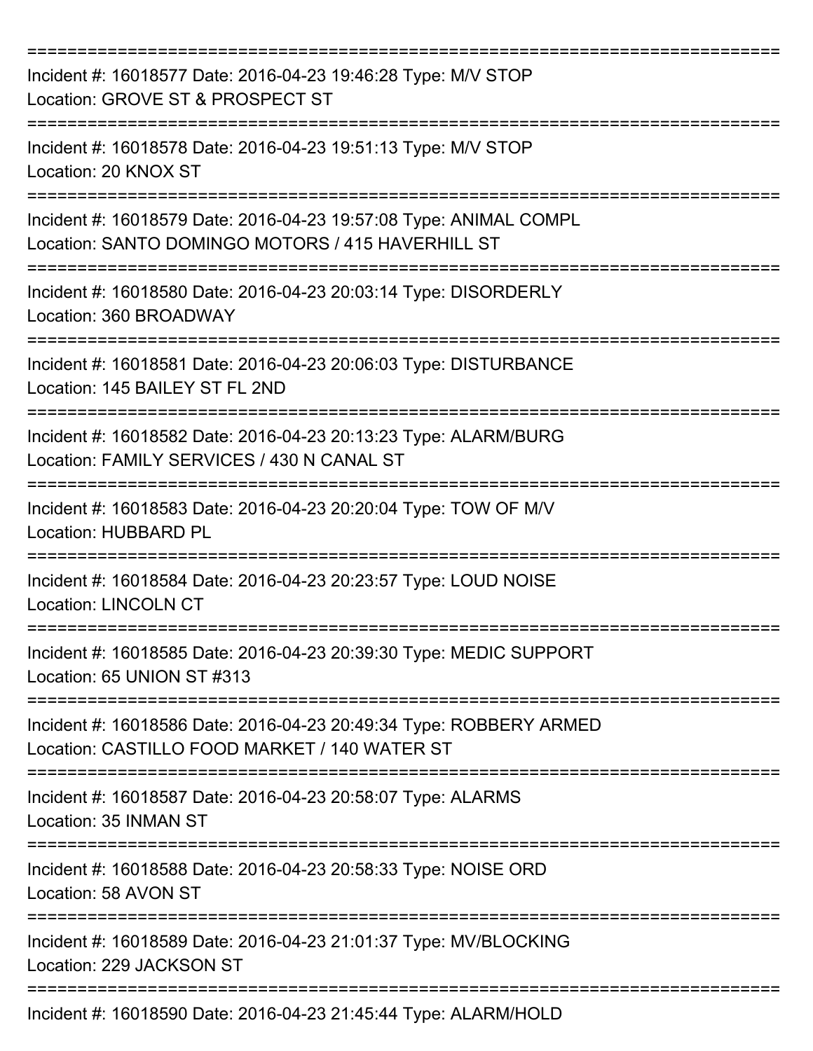===========================================================================

Incident #: 16018577 Date: 2016-04-23 19:46:28 Type: M/V STOP
Location: GROVE ST & PROSPECT ST

===========================================================================

Incident #: 16018578 Date: 2016-04-23 19:51:13 Type: M/V STOP
Location: 20 KNOX ST

===========================================================================

Incident #: 16018579 Date: 2016-04-23 19:57:08 Type: ANIMAL COMPL
Location: SANTO DOMINGO MOTORS / 415 HAVERHILL ST

===========================================================================

Incident #: 16018580 Date: 2016-04-23 20:03:14 Type: DISORDERLY
Location: 360 BROADWAY

===========================================================================

Incident #: 16018581 Date: 2016-04-23 20:06:03 Type: DISTURBANCE
Location: 145 BAILEY ST FL 2ND

===========================================================================

Incident #: 16018582 Date: 2016-04-23 20:13:23 Type: ALARM/BURG
Location: FAMILY SERVICES / 430 N CANAL ST

===========================================================================

Incident #: 16018583 Date: 2016-04-23 20:20:04 Type: TOW OF M/V
Location: HUBBARD PL

===========================================================================

Incident #: 16018584 Date: 2016-04-23 20:23:57 Type: LOUD NOISE
Location: LINCOLN CT

===========================================================================

Incident #: 16018585 Date: 2016-04-23 20:39:30 Type: MEDIC SUPPORT
Location: 65 UNION ST #313

===========================================================================

Incident #: 16018586 Date: 2016-04-23 20:49:34 Type: ROBBERY ARMED
Location: CASTILLO FOOD MARKET / 140 WATER ST

===========================================================================

Incident #: 16018587 Date: 2016-04-23 20:58:07 Type: ALARMS
Location: 35 INMAN ST

===========================================================================

Incident #: 16018588 Date: 2016-04-23 20:58:33 Type: NOISE ORD
Location: 58 AVON ST

===========================================================================

Incident #: 16018589 Date: 2016-04-23 21:01:37 Type: MV/BLOCKING
Location: 229 JACKSON ST

===========================================================================

Incident #: 16018590 Date: 2016-04-23 21:45:44 Type: ALARM/HOLD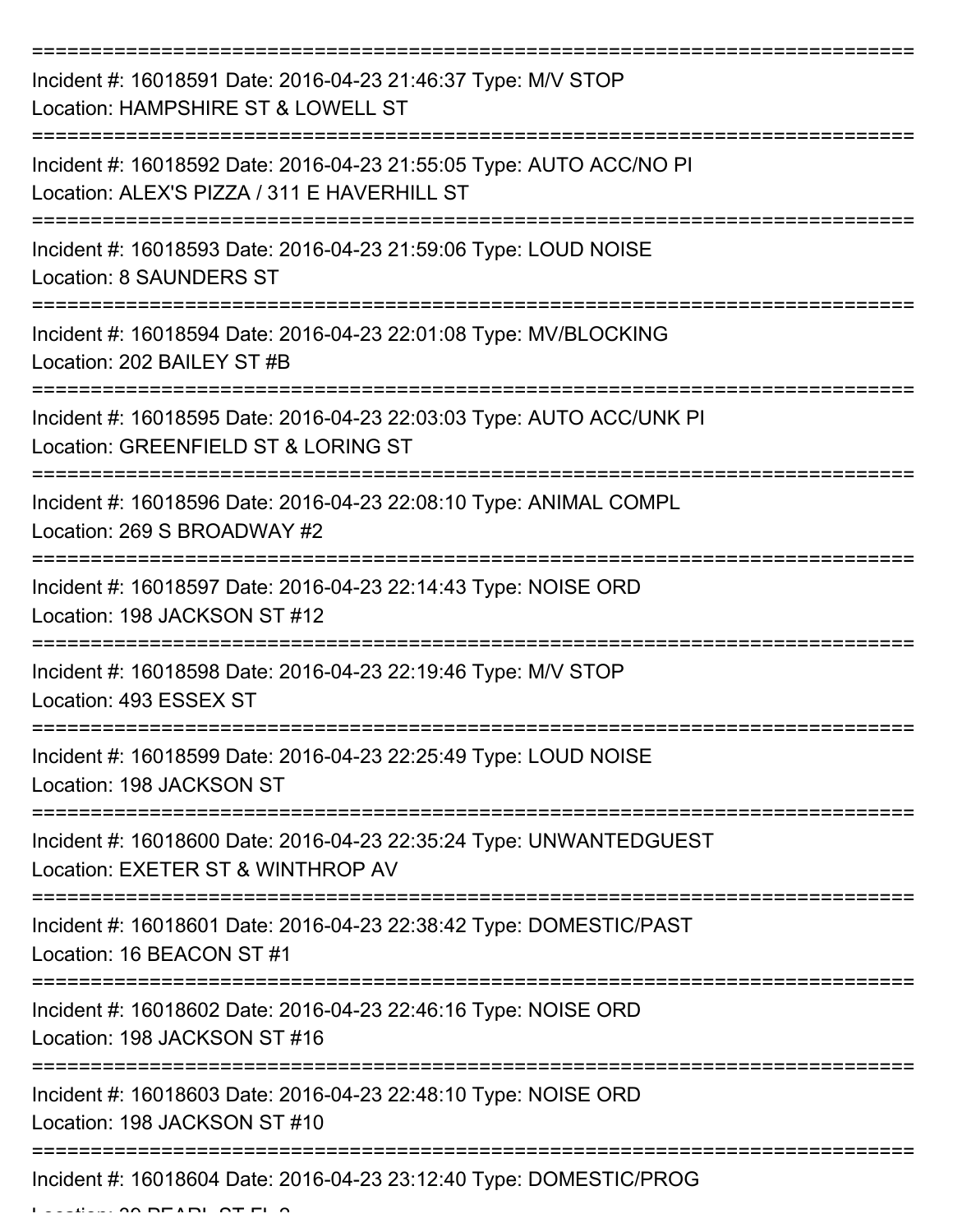===========================================================================

Incident #: 16018591 Date: 2016-04-23 21:46:37 Type: M/V STOP
Location: HAMPSHIRE ST & LOWELL ST

===========================================================================

Incident #: 16018592 Date: 2016-04-23 21:55:05 Type: AUTO ACC/NO PI
Location: ALEX'S PIZZA / 311 E HAVERHILL ST

===========================================================================

Incident #: 16018593 Date: 2016-04-23 21:59:06 Type: LOUD NOISE
Location: 8 SAUNDERS ST

===========================================================================

Incident #: 16018594 Date: 2016-04-23 22:01:08 Type: MV/BLOCKING
Location: 202 BAILEY ST #B

===========================================================================

Incident #: 16018595 Date: 2016-04-23 22:03:03 Type: AUTO ACC/UNK PI
Location: GREENFIELD ST & LORING ST

===========================================================================

Incident #: 16018596 Date: 2016-04-23 22:08:10 Type: ANIMAL COMPL
Location: 269 S BROADWAY #2

===========================================================================

Incident #: 16018597 Date: 2016-04-23 22:14:43 Type: NOISE ORD
Location: 198 JACKSON ST #12

===========================================================================

Incident #: 16018598 Date: 2016-04-23 22:19:46 Type: M/V STOP
Location: 493 ESSEX ST

===========================================================================

Incident #: 16018599 Date: 2016-04-23 22:25:49 Type: LOUD NOISE
Location: 198 JACKSON ST

===========================================================================

Incident #: 16018600 Date: 2016-04-23 22:35:24 Type: UNWANTEDGUEST
Location: EXETER ST & WINTHROP AV

===========================================================================

Incident #: 16018601 Date: 2016-04-23 22:38:42 Type: DOMESTIC/PAST
Location: 16 BEACON ST #1

===========================================================================

Incident #: 16018602 Date: 2016-04-23 22:46:16 Type: NOISE ORD
Location: 198 JACKSON ST #16

===========================================================================

Incident #: 16018603 Date: 2016-04-23 22:48:10 Type: NOISE ORD
Location: 198 JACKSON ST #10

===========================================================================

Incident #: 16018604 Date: 2016-04-23 23:12:40 Type: DOMESTIC/PROG
Location: 30 PEARL ST FL 2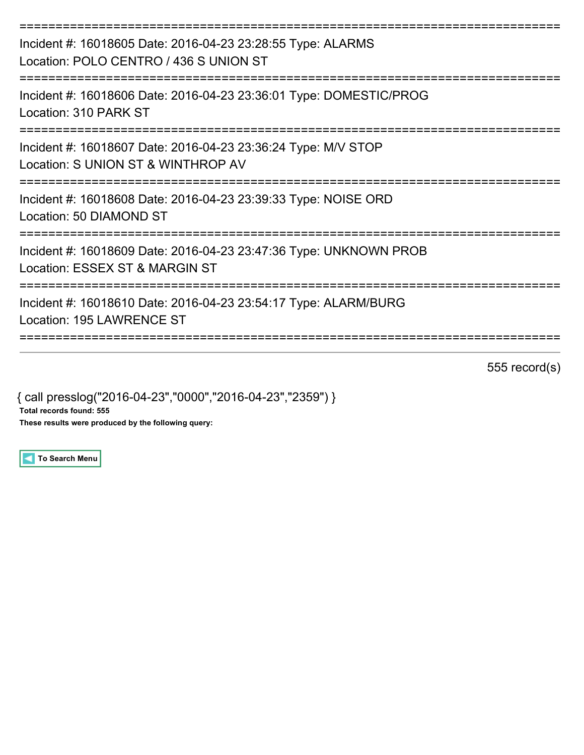===========================================================================

Incident #: 16018605 Date: 2016-04-23 23:28:55 Type: ALARMS

Location: POLO CENTRO / 436 S UNION ST

===========================================================================

Incident #: 16018606 Date: 2016-04-23 23:36:01 Type: DOMESTIC/PROG

Location: 310 PARK ST

===========================================================================

Incident #: 16018607 Date: 2016-04-23 23:36:24 Type: M/V STOP

Location: S UNION ST & WINTHROP AV

===========================================================================

Incident #: 16018608 Date: 2016-04-23 23:39:33 Type: NOISE ORD

Location: 50 DIAMOND ST

===========================================================================

Incident #: 16018609 Date: 2016-04-23 23:47:36 Type: UNKNOWN PROB

Location: ESSEX ST & MARGIN ST

===========================================================================

Incident #: 16018610 Date: 2016-04-23 23:54:17 Type: ALARM/BURG

Location: 195 LAWRENCE ST

===========================================================================

555 record(s)

{ call presslog("2016-04-23","0000","2016-04-23","2359") }

**Total records found: 555**

**These results were produced by the following query:**

To Search Menu